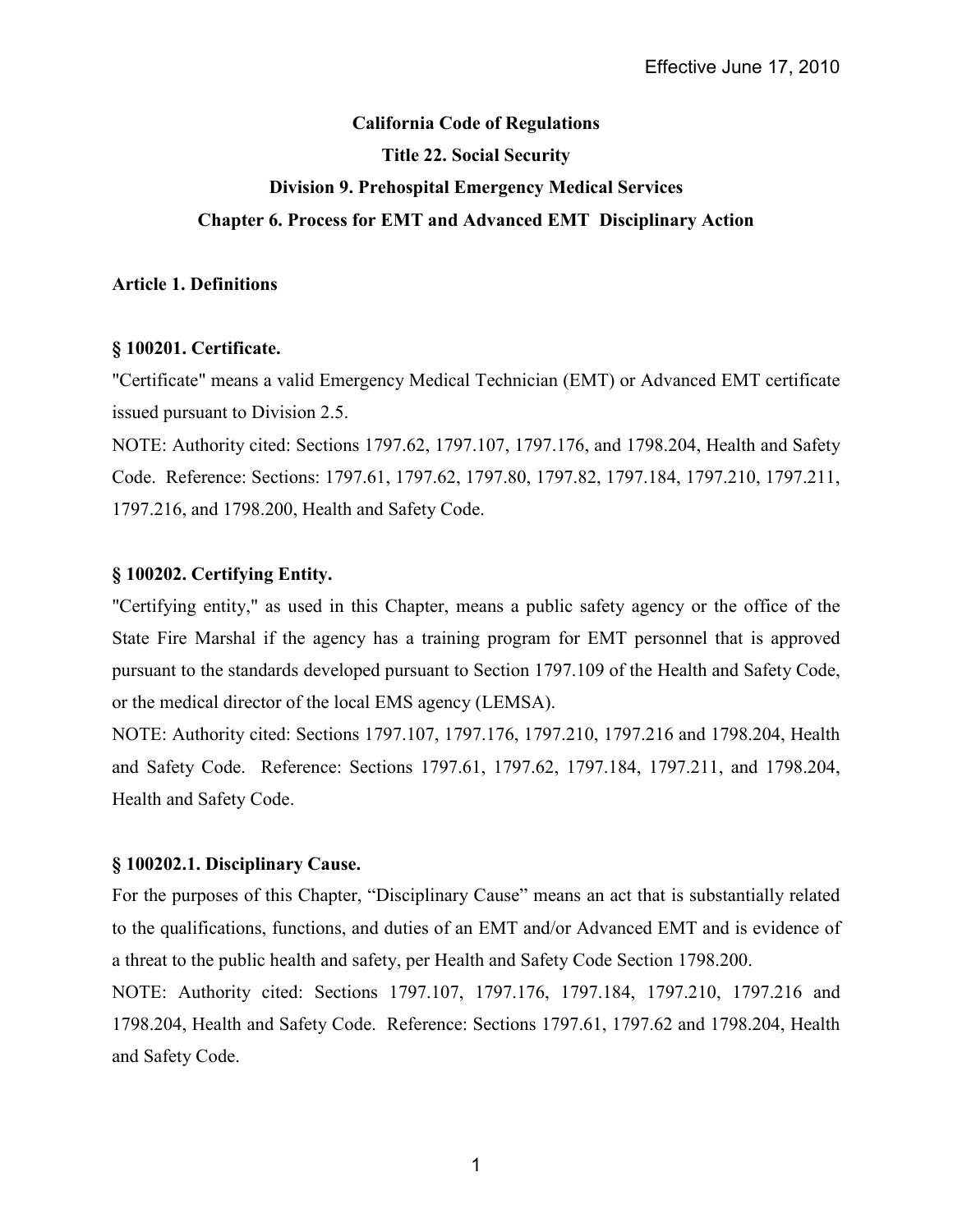Effective June 17, 2010

**California Code of Regulations**

**Title 22. Social Security**

**Division 9. Prehospital Emergency Medical Services**

**Chapter 6. Process for EMT and Advanced EMT Disciplinary Action**

## Article 1. Definitions

### § 100201. Certificate.

"Certificate" means a valid Emergency Medical Technician (EMT) or Advanced EMT certificate issued pursuant to Division 2.5.

NOTE: Authority cited: Sections 1797.62, 1797.107, 1797.176, and 1798.204, Health and Safety Code. Reference: Sections: 1797.61, 1797.62, 1797.80, 1797.82, 1797.184, 1797.210, 1797.211, 1797.216, and 1798.200, Health and Safety Code.

### § 100202. Certifying Entity.

"Certifying entity," as used in this Chapter, means a public safety agency or the office of the State Fire Marshal if the agency has a training program for EMT personnel that is approved pursuant to the standards developed pursuant to Section 1797.109 of the Health and Safety Code, or the medical director of the local EMS agency (LEMSA).

NOTE: Authority cited: Sections 1797.107, 1797.176, 1797.210, 1797.216 and 1798.204, Health and Safety Code. Reference: Sections 1797.61, 1797.62, 1797.184, 1797.211, and 1798.204, Health and Safety Code.

### § 100202.1. Disciplinary Cause.

For the purposes of this Chapter, "Disciplinary Cause" means an act that is substantially related to the qualifications, functions, and duties of an EMT and/or Advanced EMT and is evidence of a threat to the public health and safety, per Health and Safety Code Section 1798.200.

NOTE: Authority cited: Sections 1797.107, 1797.176, 1797.184, 1797.210, 1797.216 and 1798.204, Health and Safety Code. Reference: Sections 1797.61, 1797.62 and 1798.204, Health and Safety Code.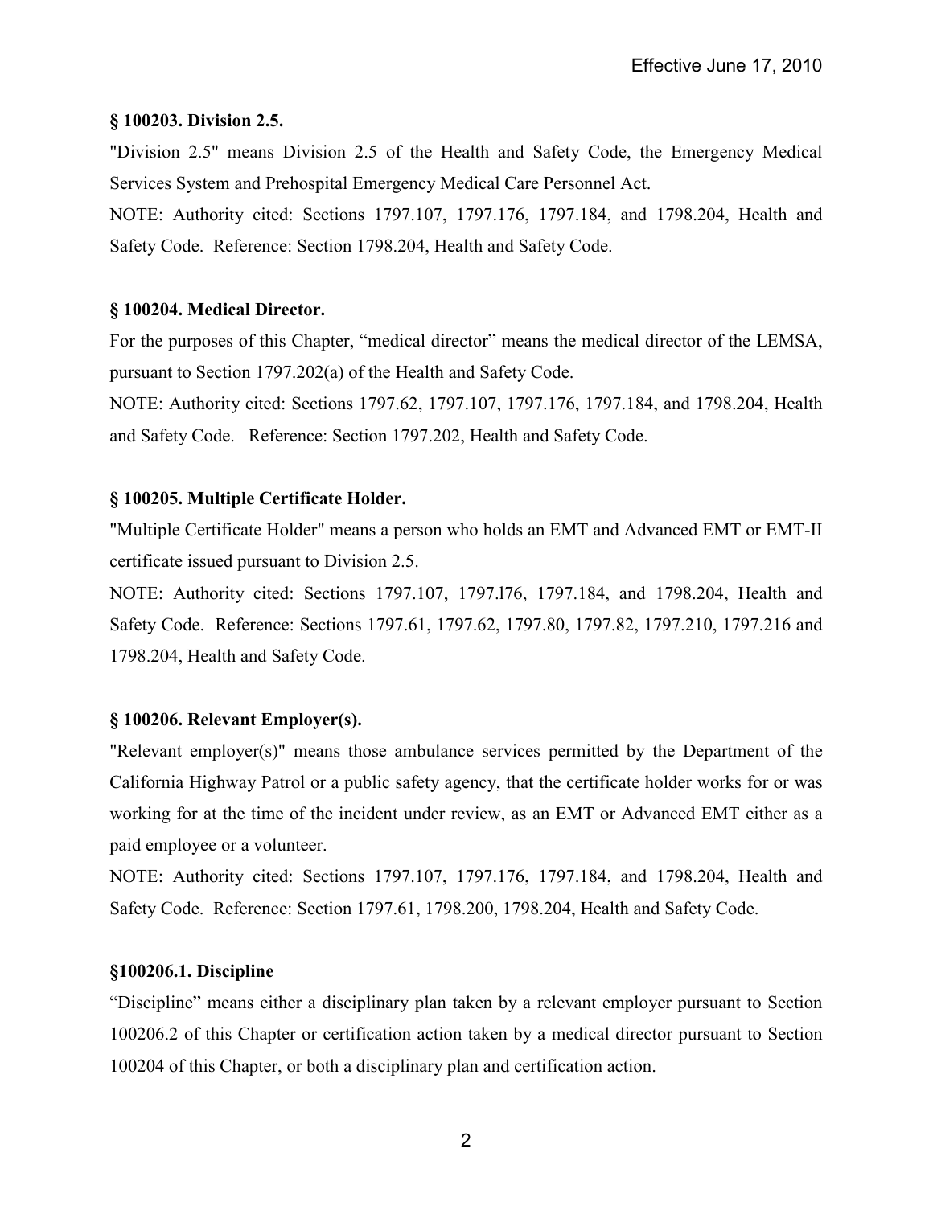### § 100203. Division 2.5.

"Division 2.5" means Division 2.5 of the Health and Safety Code, the Emergency Medical Services System and Prehospital Emergency Medical Care Personnel Act.

NOTE: Authority cited: Sections 1797.107, 1797.176, 1797.184, and 1798.204, Health and Safety Code. Reference: Section 1798.204, Health and Safety Code.

### § 100204. Medical Director.

For the purposes of this Chapter, "medical director" means the medical director of the LEMSA, pursuant to Section 1797.202(a) of the Health and Safety Code.

NOTE: Authority cited: Sections 1797.62, 1797.107, 1797.176, 1797.184, and 1798.204, Health and Safety Code. Reference: Section 1797.202, Health and Safety Code.

### § 100205. Multiple Certificate Holder.

"Multiple Certificate Holder" means a person who holds an EMT and Advanced EMT or EMT-II certificate issued pursuant to Division 2.5.

NOTE: Authority cited: Sections 1797.107, 1797.l76, 1797.184, and 1798.204, Health and Safety Code. Reference: Sections 1797.61, 1797.62, 1797.80, 1797.82, 1797.210, 1797.216 and 1798.204, Health and Safety Code.

### § 100206. Relevant Employer(s).

"Relevant employer(s)" means those ambulance services permitted by the Department of the California Highway Patrol or a public safety agency, that the certificate holder works for or was working for at the time of the incident under review, as an EMT or Advanced EMT either as a paid employee or a volunteer.

NOTE: Authority cited: Sections 1797.107, 1797.176, 1797.184, and 1798.204, Health and Safety Code. Reference: Section 1797.61, 1798.200, 1798.204, Health and Safety Code.

### §100206.1. Discipline

"Discipline" means either a disciplinary plan taken by a relevant employer pursuant to Section 100206.2 of this Chapter or certification action taken by a medical director pursuant to Section 100204 of this Chapter, or both a disciplinary plan and certification action.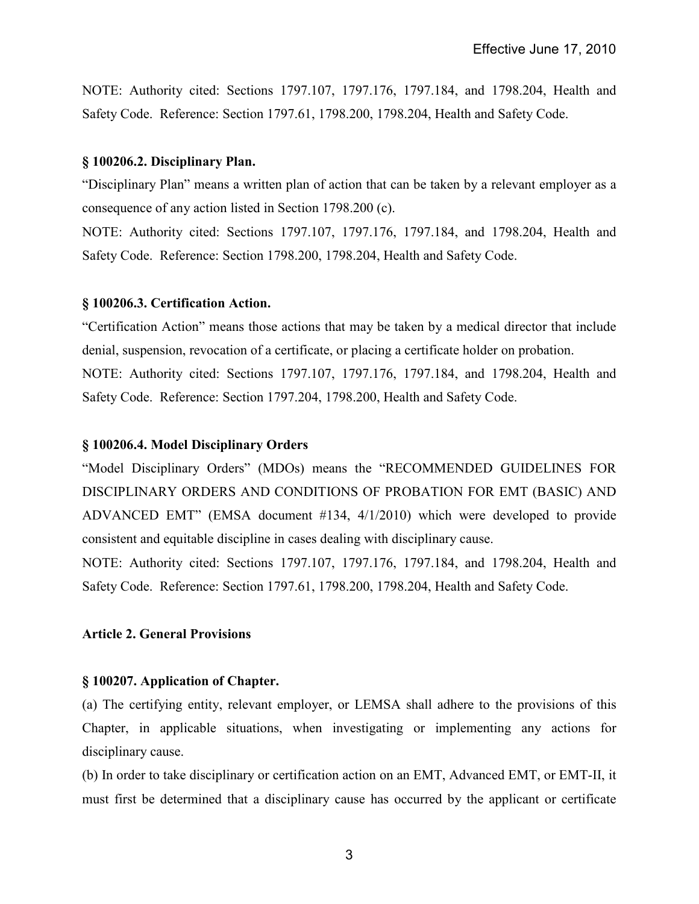NOTE: Authority cited: Sections 1797.107, 1797.176, 1797.184, and 1798.204, Health and Safety Code. Reference: Section 1797.61, 1798.200, 1798.204, Health and Safety Code.

### § 100206.2. Disciplinary Plan.

"Disciplinary Plan" means a written plan of action that can be taken by a relevant employer as a consequence of any action listed in Section 1798.200 (c).

NOTE: Authority cited: Sections 1797.107, 1797.176, 1797.184, and 1798.204, Health and Safety Code. Reference: Section 1798.200, 1798.204, Health and Safety Code.

### § 100206.3. Certification Action.

"Certification Action" means those actions that may be taken by a medical director that include denial, suspension, revocation of a certificate, or placing a certificate holder on probation.

NOTE: Authority cited: Sections 1797.107, 1797.176, 1797.184, and 1798.204, Health and Safety Code. Reference: Section 1797.204, 1798.200, Health and Safety Code.

### § 100206.4. Model Disciplinary Orders

"Model Disciplinary Orders" (MDOs) means the "RECOMMENDED GUIDELINES FOR DISCIPLINARY ORDERS AND CONDITIONS OF PROBATION FOR EMT (BASIC) AND ADVANCED EMT" (EMSA document #134, 4/1/2010) which were developed to provide consistent and equitable discipline in cases dealing with disciplinary cause.

NOTE: Authority cited: Sections 1797.107, 1797.176, 1797.184, and 1798.204, Health and Safety Code. Reference: Section 1797.61, 1798.200, 1798.204, Health and Safety Code.

## Article 2. General Provisions

### § 100207. Application of Chapter.

(a) The certifying entity, relevant employer, or LEMSA shall adhere to the provisions of this Chapter, in applicable situations, when investigating or implementing any actions for disciplinary cause.

(b) In order to take disciplinary or certification action on an EMT, Advanced EMT, or EMT-II, it must first be determined that a disciplinary cause has occurred by the applicant or certificate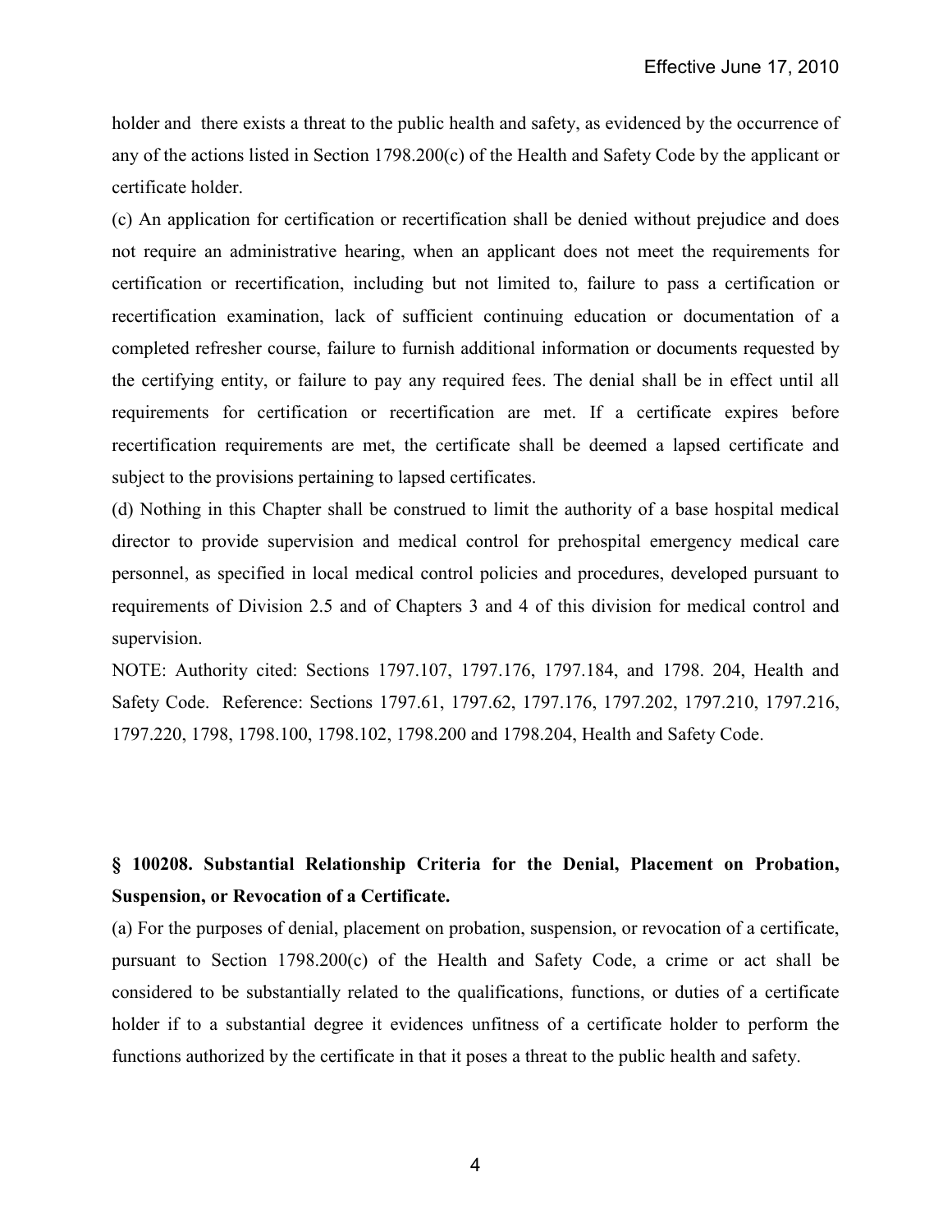holder and there exists a threat to the public health and safety, as evidenced by the occurrence of any of the actions listed in Section 1798.200(c) of the Health and Safety Code by the applicant or certificate holder.

(c) An application for certification or recertification shall be denied without prejudice and does not require an administrative hearing, when an applicant does not meet the requirements for certification or recertification, including but not limited to, failure to pass a certification or recertification examination, lack of sufficient continuing education or documentation of a completed refresher course, failure to furnish additional information or documents requested by the certifying entity, or failure to pay any required fees. The denial shall be in effect until all requirements for certification or recertification are met. If a certificate expires before recertification requirements are met, the certificate shall be deemed a lapsed certificate and subject to the provisions pertaining to lapsed certificates.

(d) Nothing in this Chapter shall be construed to limit the authority of a base hospital medical director to provide supervision and medical control for prehospital emergency medical care personnel, as specified in local medical control policies and procedures, developed pursuant to requirements of Division 2.5 and of Chapters 3 and 4 of this division for medical control and supervision.

NOTE: Authority cited: Sections 1797.107, 1797.176, 1797.184, and 1798. 204, Health and Safety Code. Reference: Sections 1797.61, 1797.62, 1797.176, 1797.202, 1797.210, 1797.216, 1797.220, 1798, 1798.100, 1798.102, 1798.200 and 1798.204, Health and Safety Code.

**§ 100208. Substantial Relationship Criteria for the Denial, Placement on Probation, Suspension, or Revocation of a Certificate.**

(a) For the purposes of denial, placement on probation, suspension, or revocation of a certificate, pursuant to Section 1798.200(c) of the Health and Safety Code, a crime or act shall be considered to be substantially related to the qualifications, functions, or duties of a certificate holder if to a substantial degree it evidences unfitness of a certificate holder to perform the functions authorized by the certificate in that it poses a threat to the public health and safety.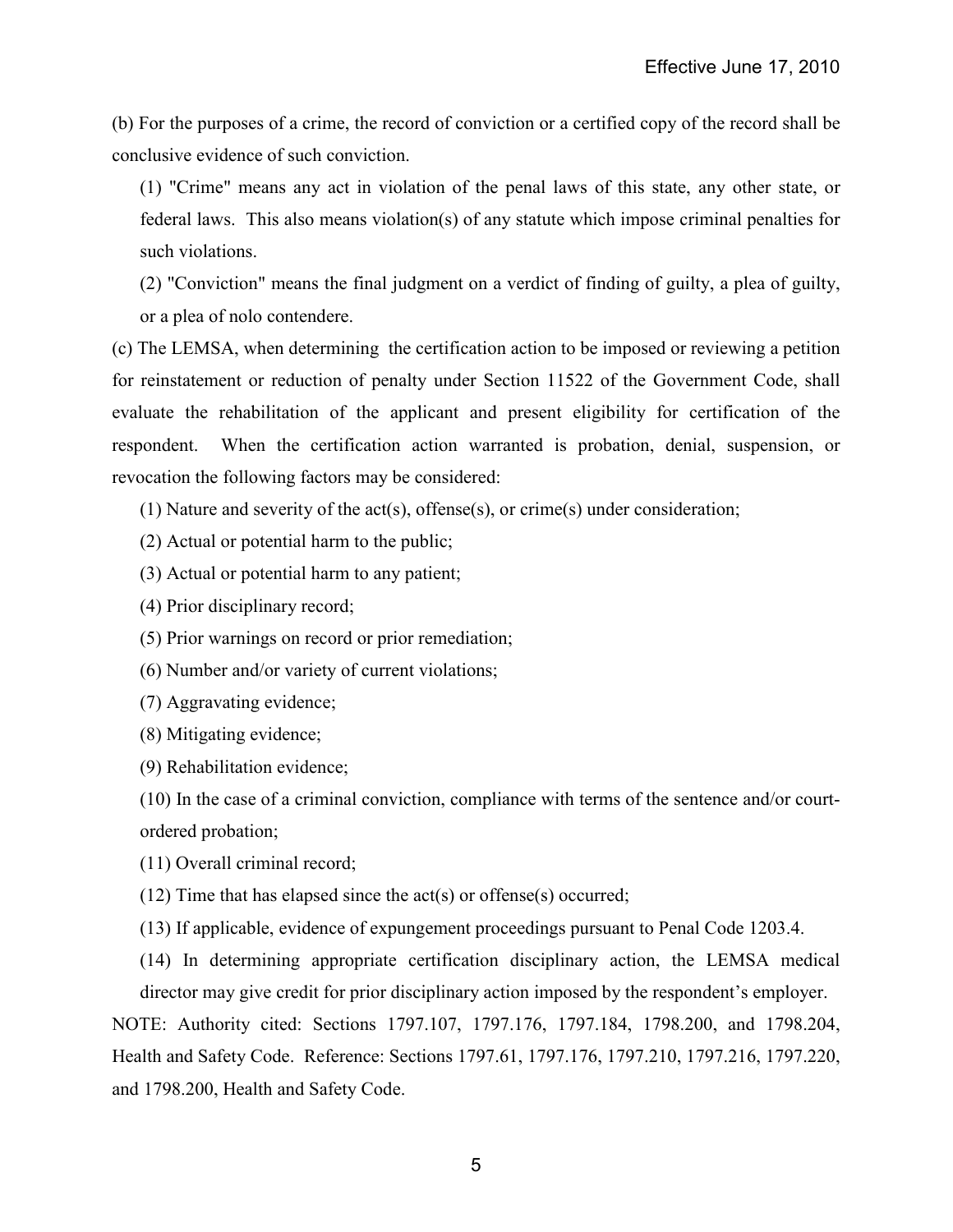(b) For the purposes of a crime, the record of conviction or a certified copy of the record shall be conclusive evidence of such conviction.

(1) "Crime" means any act in violation of the penal laws of this state, any other state, or federal laws. This also means violation(s) of any statute which impose criminal penalties for such violations.

(2) "Conviction" means the final judgment on a verdict of finding of guilty, a plea of guilty, or a plea of nolo contendere.

(c) The LEMSA, when determining the certification action to be imposed or reviewing a petition for reinstatement or reduction of penalty under Section 11522 of the Government Code, shall evaluate the rehabilitation of the applicant and present eligibility for certification of the respondent. When the certification action warranted is probation, denial, suspension, or revocation the following factors may be considered:

(1) Nature and severity of the act(s), offense(s), or crime(s) under consideration;

(2) Actual or potential harm to the public;

(3) Actual or potential harm to any patient;

(4) Prior disciplinary record;

(5) Prior warnings on record or prior remediation;

(6) Number and/or variety of current violations;

(7) Aggravating evidence;

(8) Mitigating evidence;

(9) Rehabilitation evidence;

(10) In the case of a criminal conviction, compliance with terms of the sentence and/or court-ordered probation;

(11) Overall criminal record;

(12) Time that has elapsed since the act(s) or offense(s) occurred;

(13) If applicable, evidence of expungement proceedings pursuant to Penal Code 1203.4.

(14) In determining appropriate certification disciplinary action, the LEMSA medical director may give credit for prior disciplinary action imposed by the respondent's employer.

NOTE: Authority cited: Sections 1797.107, 1797.176, 1797.184, 1798.200, and 1798.204, Health and Safety Code. Reference: Sections 1797.61, 1797.176, 1797.210, 1797.216, 1797.220, and 1798.200, Health and Safety Code.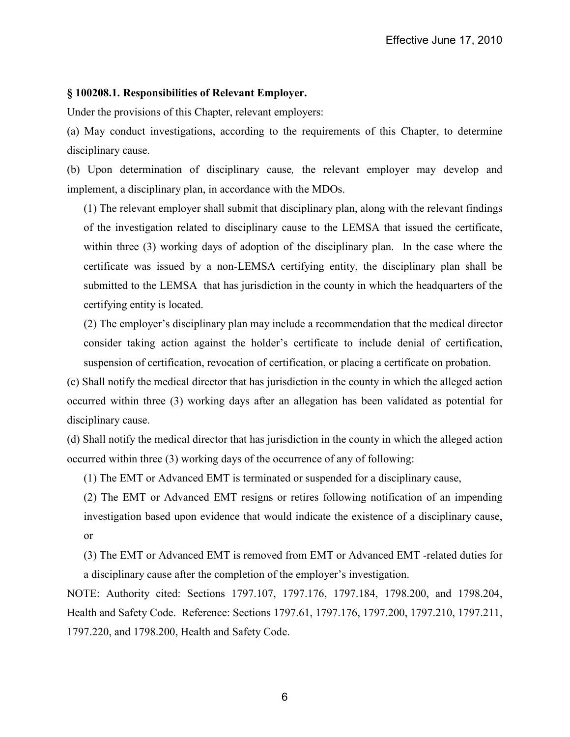**§ 100208.1. Responsibilities of Relevant Employer.**

Under the provisions of this Chapter, relevant employers:

(a) May conduct investigations, according to the requirements of this Chapter, to determine disciplinary cause.

(b) Upon determination of disciplinary cause*,* the relevant employer may develop and implement, a disciplinary plan, in accordance with the MDOs.

(1) The relevant employer shall submit that disciplinary plan, along with the relevant findings of the investigation related to disciplinary cause to the LEMSA that issued the certificate, within three (3) working days of adoption of the disciplinary plan. In the case where the certificate was issued by a non-LEMSA certifying entity, the disciplinary plan shall be submitted to the LEMSA that has jurisdiction in the county in which the headquarters of the certifying entity is located.

(2) The employer's disciplinary plan may include a recommendation that the medical director consider taking action against the holder's certificate to include denial of certification, suspension of certification, revocation of certification, or placing a certificate on probation.

(c) Shall notify the medical director that has jurisdiction in the county in which the alleged action occurred within three (3) working days after an allegation has been validated as potential for disciplinary cause.

(d) Shall notify the medical director that has jurisdiction in the county in which the alleged action occurred within three (3) working days of the occurrence of any of following:

(1) The EMT or Advanced EMT is terminated or suspended for a disciplinary cause,

(2) The EMT or Advanced EMT resigns or retires following notification of an impending investigation based upon evidence that would indicate the existence of a disciplinary cause, or

(3) The EMT or Advanced EMT is removed from EMT or Advanced EMT -related duties for a disciplinary cause after the completion of the employer's investigation.

NOTE: Authority cited: Sections 1797.107, 1797.176, 1797.184, 1798.200, and 1798.204, Health and Safety Code. Reference: Sections 1797.61, 1797.176, 1797.200, 1797.210, 1797.211, 1797.220, and 1798.200, Health and Safety Code.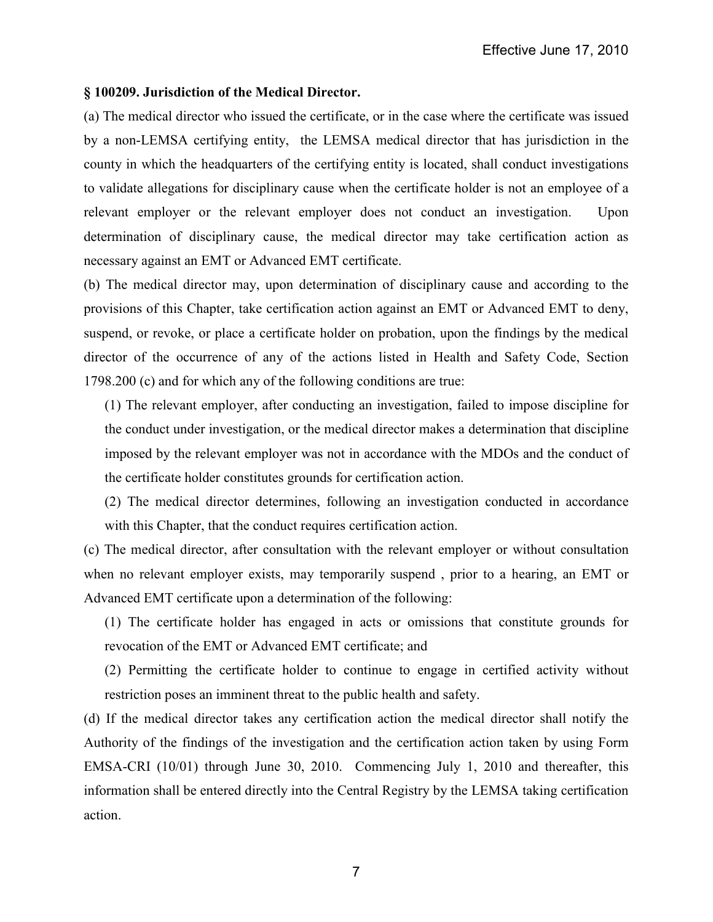### § 100209. Jurisdiction of the Medical Director.

(a) The medical director who issued the certificate, or in the case where the certificate was issued by a non-LEMSA certifying entity, the LEMSA medical director that has jurisdiction in the county in which the headquarters of the certifying entity is located, shall conduct investigations to validate allegations for disciplinary cause when the certificate holder is not an employee of a relevant employer or the relevant employer does not conduct an investigation. Upon determination of disciplinary cause, the medical director may take certification action as necessary against an EMT or Advanced EMT certificate.

(b) The medical director may, upon determination of disciplinary cause and according to the provisions of this Chapter, take certification action against an EMT or Advanced EMT to deny, suspend, or revoke, or place a certificate holder on probation, upon the findings by the medical director of the occurrence of any of the actions listed in Health and Safety Code, Section 1798.200 (c) and for which any of the following conditions are true:

(1) The relevant employer, after conducting an investigation, failed to impose discipline for the conduct under investigation, or the medical director makes a determination that discipline imposed by the relevant employer was not in accordance with the MDOs and the conduct of the certificate holder constitutes grounds for certification action.

(2) The medical director determines, following an investigation conducted in accordance with this Chapter, that the conduct requires certification action.

(c) The medical director, after consultation with the relevant employer or without consultation when no relevant employer exists, may temporarily suspend , prior to a hearing, an EMT or Advanced EMT certificate upon a determination of the following:

(1) The certificate holder has engaged in acts or omissions that constitute grounds for revocation of the EMT or Advanced EMT certificate; and

(2) Permitting the certificate holder to continue to engage in certified activity without restriction poses an imminent threat to the public health and safety.

(d) If the medical director takes any certification action the medical director shall notify the Authority of the findings of the investigation and the certification action taken by using Form EMSA-CRI (10/01) through June 30, 2010. Commencing July 1, 2010 and thereafter, this information shall be entered directly into the Central Registry by the LEMSA taking certification action.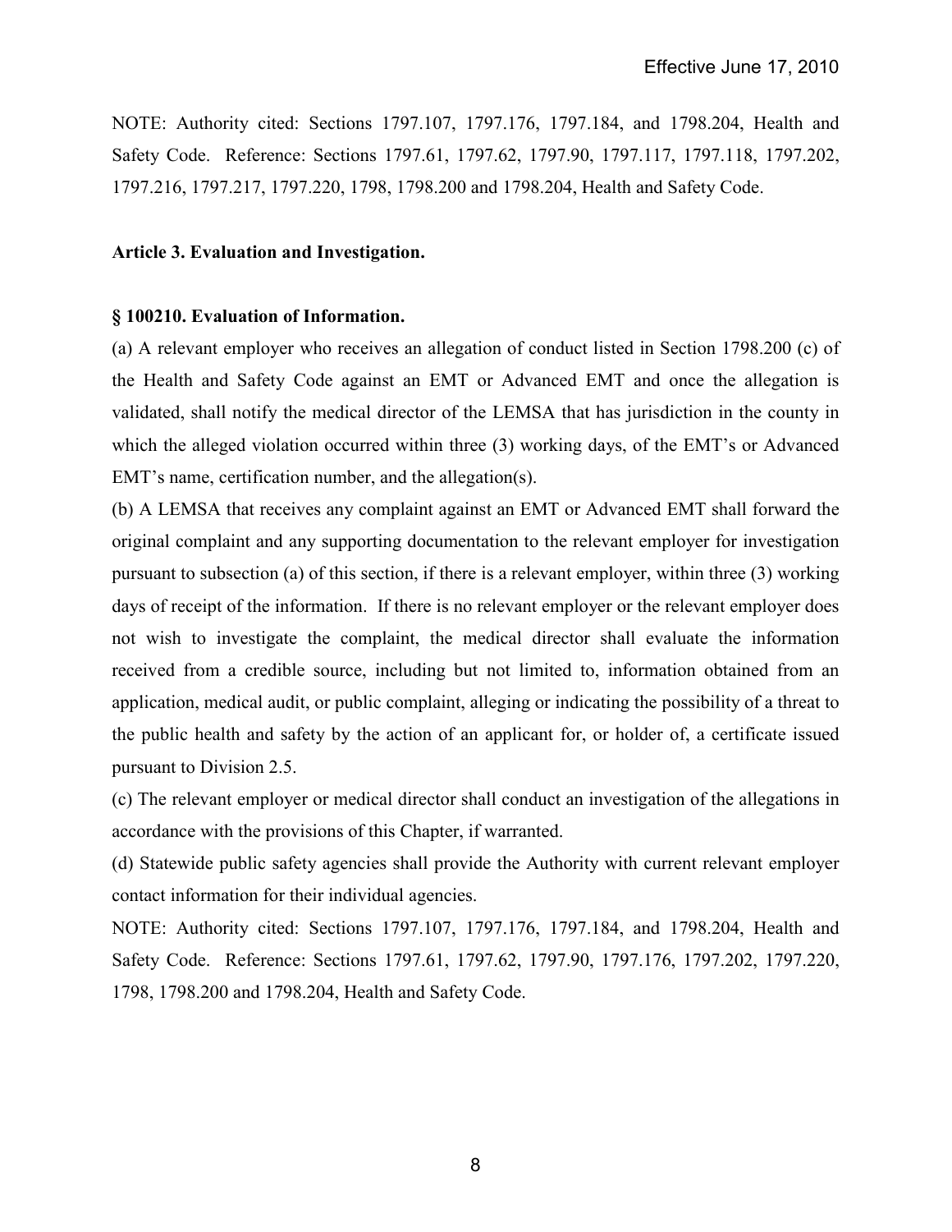NOTE: Authority cited: Sections 1797.107, 1797.176, 1797.184, and 1798.204, Health and Safety Code. Reference: Sections 1797.61, 1797.62, 1797.90, 1797.117, 1797.118, 1797.202, 1797.216, 1797.217, 1797.220, 1798, 1798.200 and 1798.204, Health and Safety Code.

**Article 3. Evaluation and Investigation.**

**§ 100210. Evaluation of Information.**

(a) A relevant employer who receives an allegation of conduct listed in Section 1798.200 (c) of the Health and Safety Code against an EMT or Advanced EMT and once the allegation is validated, shall notify the medical director of the LEMSA that has jurisdiction in the county in which the alleged violation occurred within three (3) working days, of the EMT's or Advanced EMT's name, certification number, and the allegation(s).

(b) A LEMSA that receives any complaint against an EMT or Advanced EMT shall forward the original complaint and any supporting documentation to the relevant employer for investigation pursuant to subsection (a) of this section, if there is a relevant employer, within three (3) working days of receipt of the information. If there is no relevant employer or the relevant employer does not wish to investigate the complaint, the medical director shall evaluate the information received from a credible source, including but not limited to, information obtained from an application, medical audit, or public complaint, alleging or indicating the possibility of a threat to the public health and safety by the action of an applicant for, or holder of, a certificate issued pursuant to Division 2.5.

(c) The relevant employer or medical director shall conduct an investigation of the allegations in accordance with the provisions of this Chapter, if warranted.

(d) Statewide public safety agencies shall provide the Authority with current relevant employer contact information for their individual agencies.

NOTE: Authority cited: Sections 1797.107, 1797.176, 1797.184, and 1798.204, Health and Safety Code. Reference: Sections 1797.61, 1797.62, 1797.90, 1797.176, 1797.202, 1797.220, 1798, 1798.200 and 1798.204, Health and Safety Code.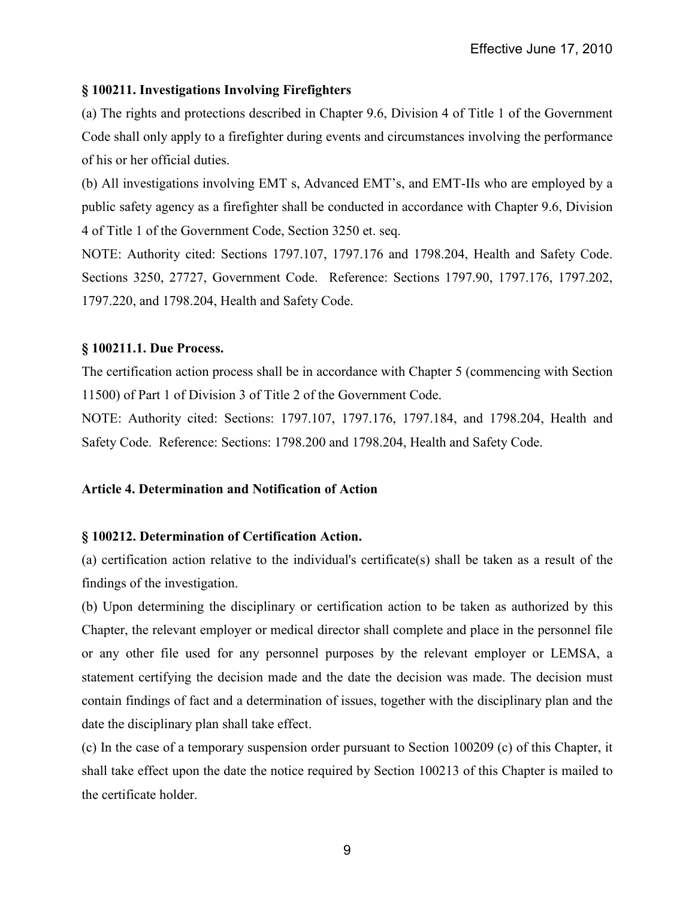### § 100211. Investigations Involving Firefighters

(a) The rights and protections described in Chapter 9.6, Division 4 of Title 1 of the Government Code shall only apply to a firefighter during events and circumstances involving the performance of his or her official duties.

(b) All investigations involving EMT s, Advanced EMT's, and EMT-IIs who are employed by a public safety agency as a firefighter shall be conducted in accordance with Chapter 9.6, Division 4 of Title 1 of the Government Code, Section 3250 et. seq.

NOTE: Authority cited: Sections 1797.107, 1797.176 and 1798.204, Health and Safety Code. Sections 3250, 27727, Government Code. Reference: Sections 1797.90, 1797.176, 1797.202, 1797.220, and 1798.204, Health and Safety Code.

### § 100211.1. Due Process.

The certification action process shall be in accordance with Chapter 5 (commencing with Section 11500) of Part 1 of Division 3 of Title 2 of the Government Code.

NOTE: Authority cited: Sections: 1797.107, 1797.176, 1797.184, and 1798.204, Health and Safety Code. Reference: Sections: 1798.200 and 1798.204, Health and Safety Code.

## Article 4. Determination and Notification of Action

### § 100212. Determination of Certification Action.

(a) certification action relative to the individual's certificate(s) shall be taken as a result of the findings of the investigation.

(b) Upon determining the disciplinary or certification action to be taken as authorized by this Chapter, the relevant employer or medical director shall complete and place in the personnel file or any other file used for any personnel purposes by the relevant employer or LEMSA, a statement certifying the decision made and the date the decision was made. The decision must contain findings of fact and a determination of issues, together with the disciplinary plan and the date the disciplinary plan shall take effect.

(c) In the case of a temporary suspension order pursuant to Section 100209 (c) of this Chapter, it shall take effect upon the date the notice required by Section 100213 of this Chapter is mailed to the certificate holder.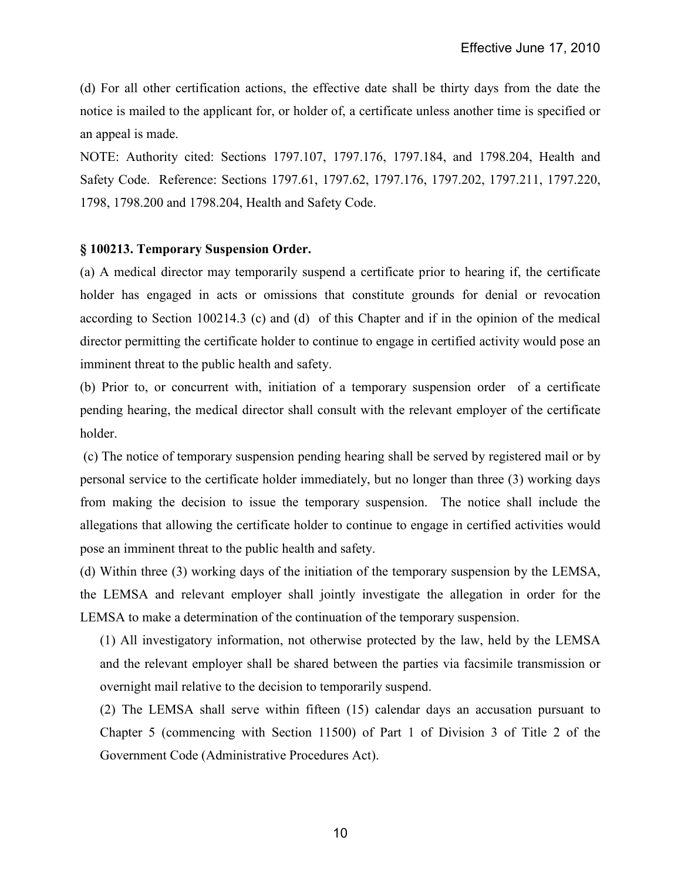(d) For all other certification actions, the effective date shall be thirty days from the date the notice is mailed to the applicant for, or holder of, a certificate unless another time is specified or an appeal is made.

NOTE: Authority cited: Sections 1797.107, 1797.176, 1797.184, and 1798.204, Health and Safety Code. Reference: Sections 1797.61, 1797.62, 1797.176, 1797.202, 1797.211, 1797.220, 1798, 1798.200 and 1798.204, Health and Safety Code.

**§ 100213. Temporary Suspension Order.**

(a) A medical director may temporarily suspend a certificate prior to hearing if, the certificate holder has engaged in acts or omissions that constitute grounds for denial or revocation according to Section 100214.3 (c) and (d) of this Chapter and if in the opinion of the medical director permitting the certificate holder to continue to engage in certified activity would pose an imminent threat to the public health and safety.

(b) Prior to, or concurrent with, initiation of a temporary suspension order of a certificate pending hearing, the medical director shall consult with the relevant employer of the certificate holder.

(c) The notice of temporary suspension pending hearing shall be served by registered mail or by personal service to the certificate holder immediately, but no longer than three (3) working days from making the decision to issue the temporary suspension. The notice shall include the allegations that allowing the certificate holder to continue to engage in certified activities would pose an imminent threat to the public health and safety.

(d) Within three (3) working days of the initiation of the temporary suspension by the LEMSA, the LEMSA and relevant employer shall jointly investigate the allegation in order for the LEMSA to make a determination of the continuation of the temporary suspension.

(1) All investigatory information, not otherwise protected by the law, held by the LEMSA and the relevant employer shall be shared between the parties via facsimile transmission or overnight mail relative to the decision to temporarily suspend.

(2) The LEMSA shall serve within fifteen (15) calendar days an accusation pursuant to Chapter 5 (commencing with Section 11500) of Part 1 of Division 3 of Title 2 of the Government Code (Administrative Procedures Act).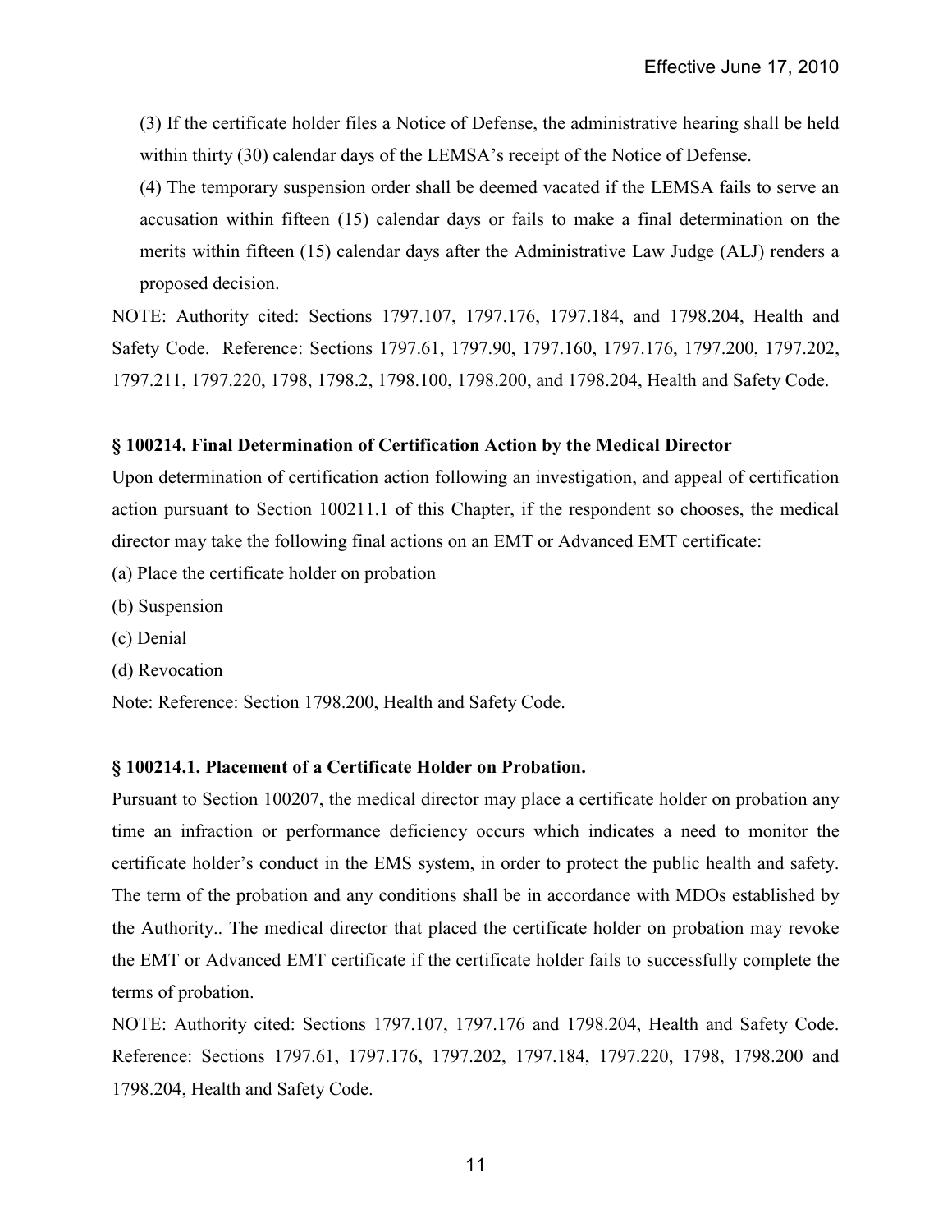(3) If the certificate holder files a Notice of Defense, the administrative hearing shall be held within thirty (30) calendar days of the LEMSA's receipt of the Notice of Defense.

(4) The temporary suspension order shall be deemed vacated if the LEMSA fails to serve an accusation within fifteen (15) calendar days or fails to make a final determination on the merits within fifteen (15) calendar days after the Administrative Law Judge (ALJ) renders a proposed decision.

NOTE: Authority cited: Sections 1797.107, 1797.176, 1797.184, and 1798.204, Health and Safety Code. Reference: Sections 1797.61, 1797.90, 1797.160, 1797.176, 1797.200, 1797.202, 1797.211, 1797.220, 1798, 1798.2, 1798.100, 1798.200, and 1798.204, Health and Safety Code.

**§ 100214. Final Determination of Certification Action by the Medical Director**

Upon determination of certification action following an investigation, and appeal of certification action pursuant to Section 100211.1 of this Chapter, if the respondent so chooses, the medical director may take the following final actions on an EMT or Advanced EMT certificate:

(a) Place the certificate holder on probation

(b) Suspension

(c) Denial

(d) Revocation

Note: Reference: Section 1798.200, Health and Safety Code.

**§ 100214.1. Placement of a Certificate Holder on Probation.**

Pursuant to Section 100207, the medical director may place a certificate holder on probation any time an infraction or performance deficiency occurs which indicates a need to monitor the certificate holder's conduct in the EMS system, in order to protect the public health and safety. The term of the probation and any conditions shall be in accordance with MDOs established by the Authority.. The medical director that placed the certificate holder on probation may revoke the EMT or Advanced EMT certificate if the certificate holder fails to successfully complete the terms of probation.

NOTE: Authority cited: Sections 1797.107, 1797.176 and 1798.204, Health and Safety Code. Reference: Sections 1797.61, 1797.176, 1797.202, 1797.184, 1797.220, 1798, 1798.200 and 1798.204, Health and Safety Code.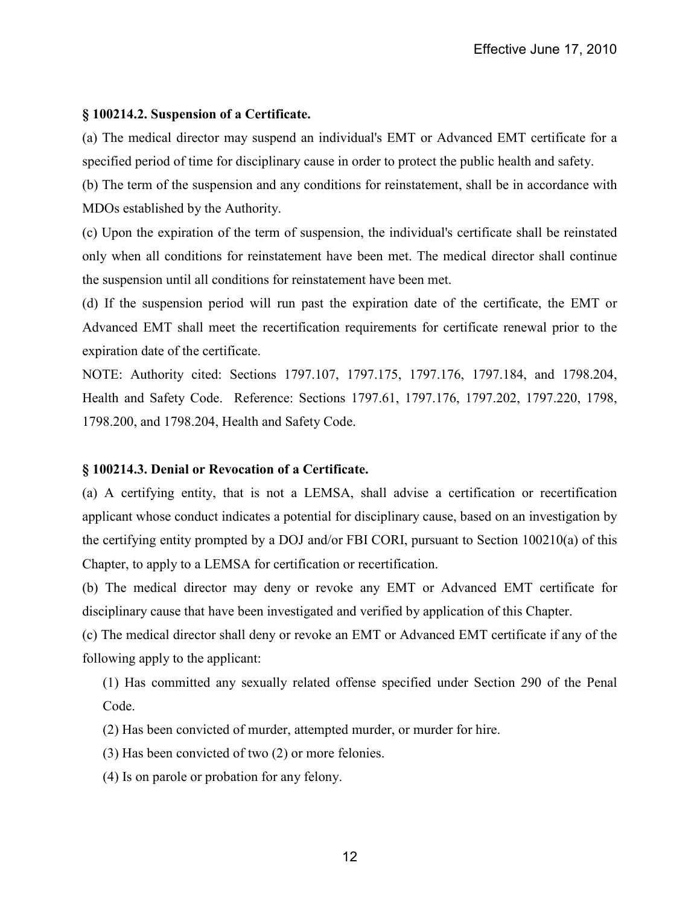**§ 100214.2. Suspension of a Certificate.**

(a) The medical director may suspend an individual's EMT or Advanced EMT certificate for a specified period of time for disciplinary cause in order to protect the public health and safety.

(b) The term of the suspension and any conditions for reinstatement, shall be in accordance with MDOs established by the Authority.

(c) Upon the expiration of the term of suspension, the individual's certificate shall be reinstated only when all conditions for reinstatement have been met. The medical director shall continue the suspension until all conditions for reinstatement have been met.

(d) If the suspension period will run past the expiration date of the certificate, the EMT or Advanced EMT shall meet the recertification requirements for certificate renewal prior to the expiration date of the certificate.

NOTE: Authority cited: Sections 1797.107, 1797.175, 1797.176, 1797.184, and 1798.204, Health and Safety Code. Reference: Sections 1797.61, 1797.176, 1797.202, 1797.220, 1798, 1798.200, and 1798.204, Health and Safety Code.

**§ 100214.3. Denial or Revocation of a Certificate.**

(a) A certifying entity, that is not a LEMSA, shall advise a certification or recertification applicant whose conduct indicates a potential for disciplinary cause, based on an investigation by the certifying entity prompted by a DOJ and/or FBI CORI, pursuant to Section 100210(a) of this Chapter, to apply to a LEMSA for certification or recertification.

(b) The medical director may deny or revoke any EMT or Advanced EMT certificate for disciplinary cause that have been investigated and verified by application of this Chapter.

(c) The medical director shall deny or revoke an EMT or Advanced EMT certificate if any of the following apply to the applicant:

(1) Has committed any sexually related offense specified under Section 290 of the Penal Code.

(2) Has been convicted of murder, attempted murder, or murder for hire.

(3) Has been convicted of two (2) or more felonies.

(4) Is on parole or probation for any felony.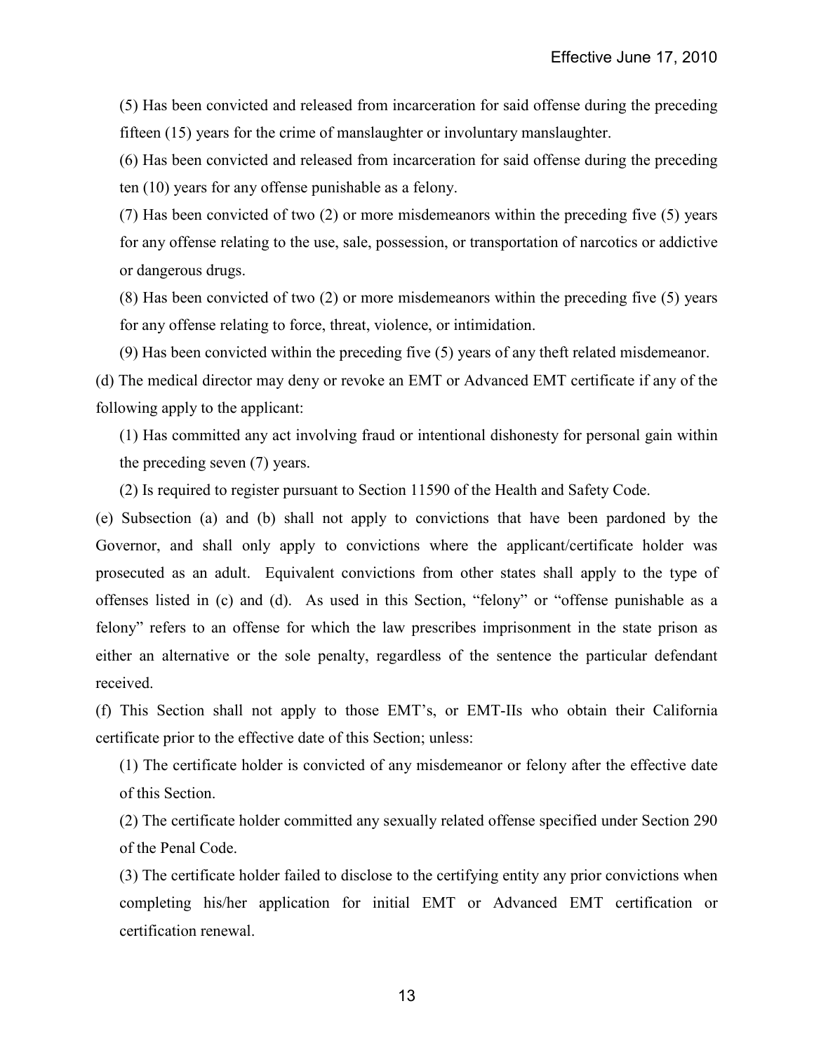(5) Has been convicted and released from incarceration for said offense during the preceding fifteen (15) years for the crime of manslaughter or involuntary manslaughter.

(6) Has been convicted and released from incarceration for said offense during the preceding ten (10) years for any offense punishable as a felony.

(7) Has been convicted of two (2) or more misdemeanors within the preceding five (5) years for any offense relating to the use, sale, possession, or transportation of narcotics or addictive or dangerous drugs.

(8) Has been convicted of two (2) or more misdemeanors within the preceding five (5) years for any offense relating to force, threat, violence, or intimidation.

(9) Has been convicted within the preceding five (5) years of any theft related misdemeanor.

(d) The medical director may deny or revoke an EMT or Advanced EMT certificate if any of the following apply to the applicant:

(1) Has committed any act involving fraud or intentional dishonesty for personal gain within the preceding seven (7) years.

(2) Is required to register pursuant to Section 11590 of the Health and Safety Code.

(e) Subsection (a) and (b) shall not apply to convictions that have been pardoned by the Governor, and shall only apply to convictions where the applicant/certificate holder was prosecuted as an adult. Equivalent convictions from other states shall apply to the type of offenses listed in (c) and (d). As used in this Section, "felony" or "offense punishable as a felony" refers to an offense for which the law prescribes imprisonment in the state prison as either an alternative or the sole penalty, regardless of the sentence the particular defendant received.

(f) This Section shall not apply to those EMT's, or EMT-IIs who obtain their California certificate prior to the effective date of this Section; unless:

(1) The certificate holder is convicted of any misdemeanor or felony after the effective date of this Section.

(2) The certificate holder committed any sexually related offense specified under Section 290 of the Penal Code.

(3) The certificate holder failed to disclose to the certifying entity any prior convictions when completing his/her application for initial EMT or Advanced EMT certification or certification renewal.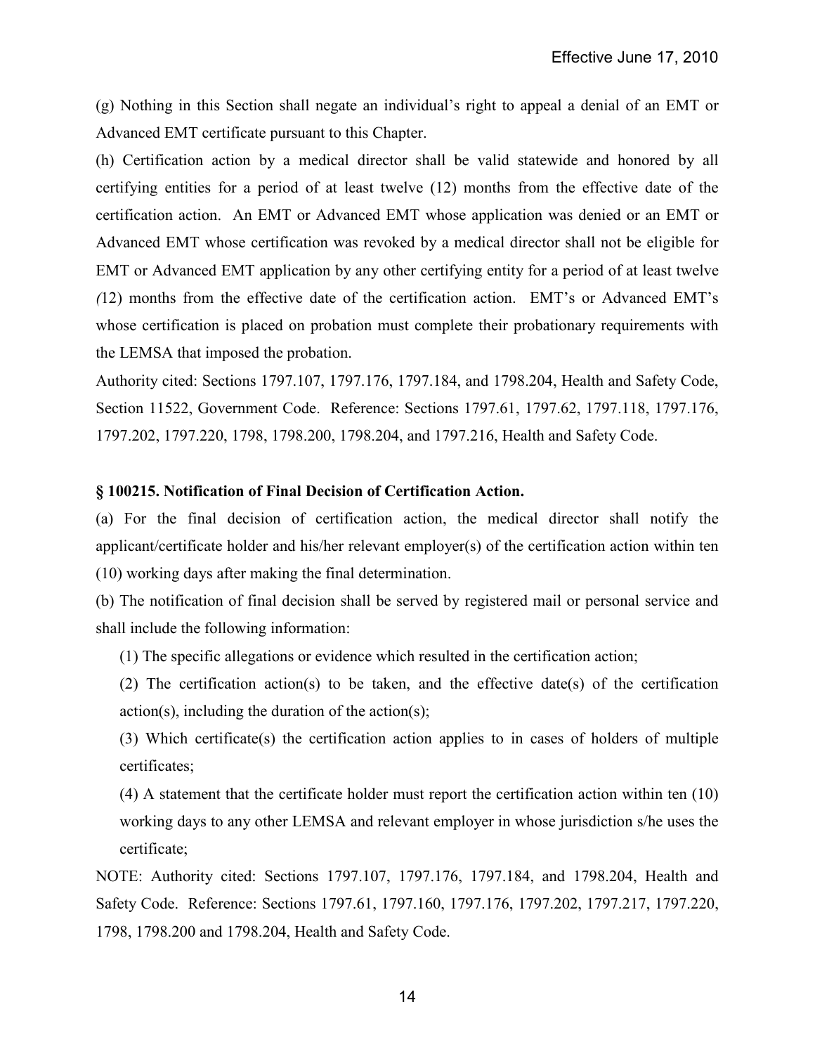(g) Nothing in this Section shall negate an individual's right to appeal a denial of an EMT or Advanced EMT certificate pursuant to this Chapter.

(h) Certification action by a medical director shall be valid statewide and honored by all certifying entities for a period of at least twelve (12) months from the effective date of the certification action. An EMT or Advanced EMT whose application was denied or an EMT or Advanced EMT whose certification was revoked by a medical director shall not be eligible for EMT or Advanced EMT application by any other certifying entity for a period of at least twelve (12) months from the effective date of the certification action. EMT's or Advanced EMT's whose certification is placed on probation must complete their probationary requirements with the LEMSA that imposed the probation.

Authority cited: Sections 1797.107, 1797.176, 1797.184, and 1798.204, Health and Safety Code, Section 11522, Government Code. Reference: Sections 1797.61, 1797.62, 1797.118, 1797.176, 1797.202, 1797.220, 1798, 1798.200, 1798.204, and 1797.216, Health and Safety Code.

### § 100215. Notification of Final Decision of Certification Action.

(a) For the final decision of certification action, the medical director shall notify the applicant/certificate holder and his/her relevant employer(s) of the certification action within ten (10) working days after making the final determination.

(b) The notification of final decision shall be served by registered mail or personal service and shall include the following information:

(1) The specific allegations or evidence which resulted in the certification action;

(2) The certification action(s) to be taken, and the effective date(s) of the certification action(s), including the duration of the action(s);

(3) Which certificate(s) the certification action applies to in cases of holders of multiple certificates;

(4) A statement that the certificate holder must report the certification action within ten (10) working days to any other LEMSA and relevant employer in whose jurisdiction s/he uses the certificate;

NOTE: Authority cited: Sections 1797.107, 1797.176, 1797.184, and 1798.204, Health and Safety Code. Reference: Sections 1797.61, 1797.160, 1797.176, 1797.202, 1797.217, 1797.220, 1798, 1798.200 and 1798.204, Health and Safety Code.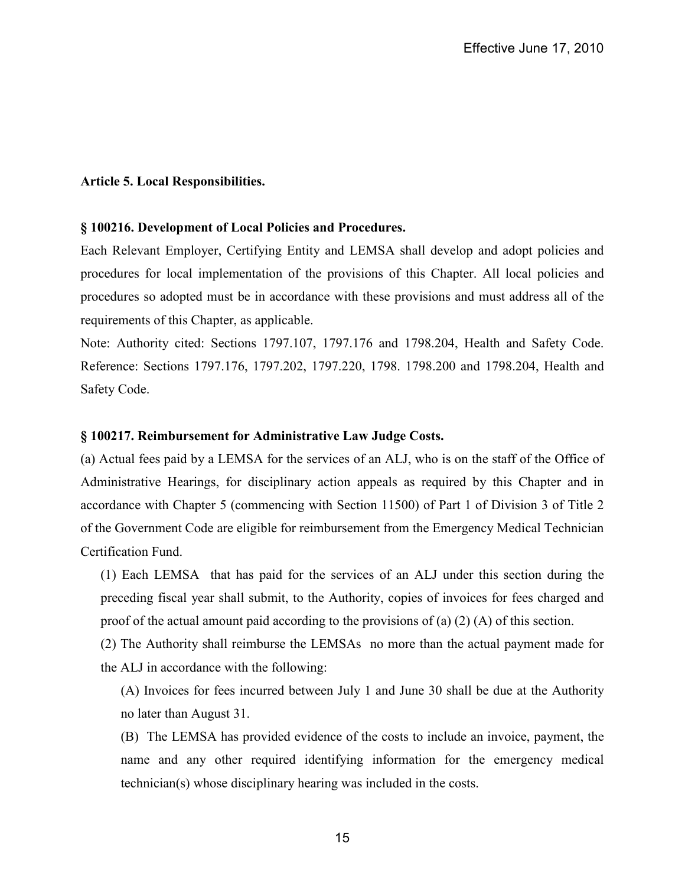**Article 5. Local Responsibilities.**

**§ 100216. Development of Local Policies and Procedures.**

Each Relevant Employer, Certifying Entity and LEMSA shall develop and adopt policies and procedures for local implementation of the provisions of this Chapter. All local policies and procedures so adopted must be in accordance with these provisions and must address all of the requirements of this Chapter, as applicable.

Note: Authority cited: Sections 1797.107, 1797.176 and 1798.204, Health and Safety Code. Reference: Sections 1797.176, 1797.202, 1797.220, 1798. 1798.200 and 1798.204, Health and Safety Code.

**§ 100217. Reimbursement for Administrative Law Judge Costs.**

(a) Actual fees paid by a LEMSA for the services of an ALJ, who is on the staff of the Office of Administrative Hearings, for disciplinary action appeals as required by this Chapter and in accordance with Chapter 5 (commencing with Section 11500) of Part 1 of Division 3 of Title 2 of the Government Code are eligible for reimbursement from the Emergency Medical Technician Certification Fund.

(1) Each LEMSA that has paid for the services of an ALJ under this section during the preceding fiscal year shall submit, to the Authority, copies of invoices for fees charged and proof of the actual amount paid according to the provisions of (a) (2) (A) of this section.

(2) The Authority shall reimburse the LEMSAs no more than the actual payment made for the ALJ in accordance with the following:

(A) Invoices for fees incurred between July 1 and June 30 shall be due at the Authority no later than August 31.

(B) The LEMSA has provided evidence of the costs to include an invoice, payment, the name and any other required identifying information for the emergency medical technician(s) whose disciplinary hearing was included in the costs.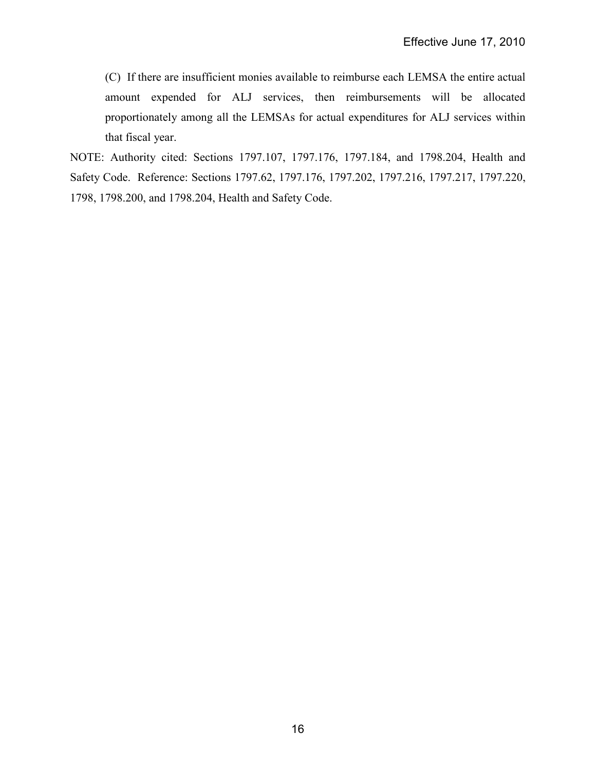(C) If there are insufficient monies available to reimburse each LEMSA the entire actual amount expended for ALJ services, then reimbursements will be allocated proportionately among all the LEMSAs for actual expenditures for ALJ services within that fiscal year.

NOTE: Authority cited: Sections 1797.107, 1797.176, 1797.184, and 1798.204, Health and Safety Code. Reference: Sections 1797.62, 1797.176, 1797.202, 1797.216, 1797.217, 1797.220, 1798, 1798.200, and 1798.204, Health and Safety Code.